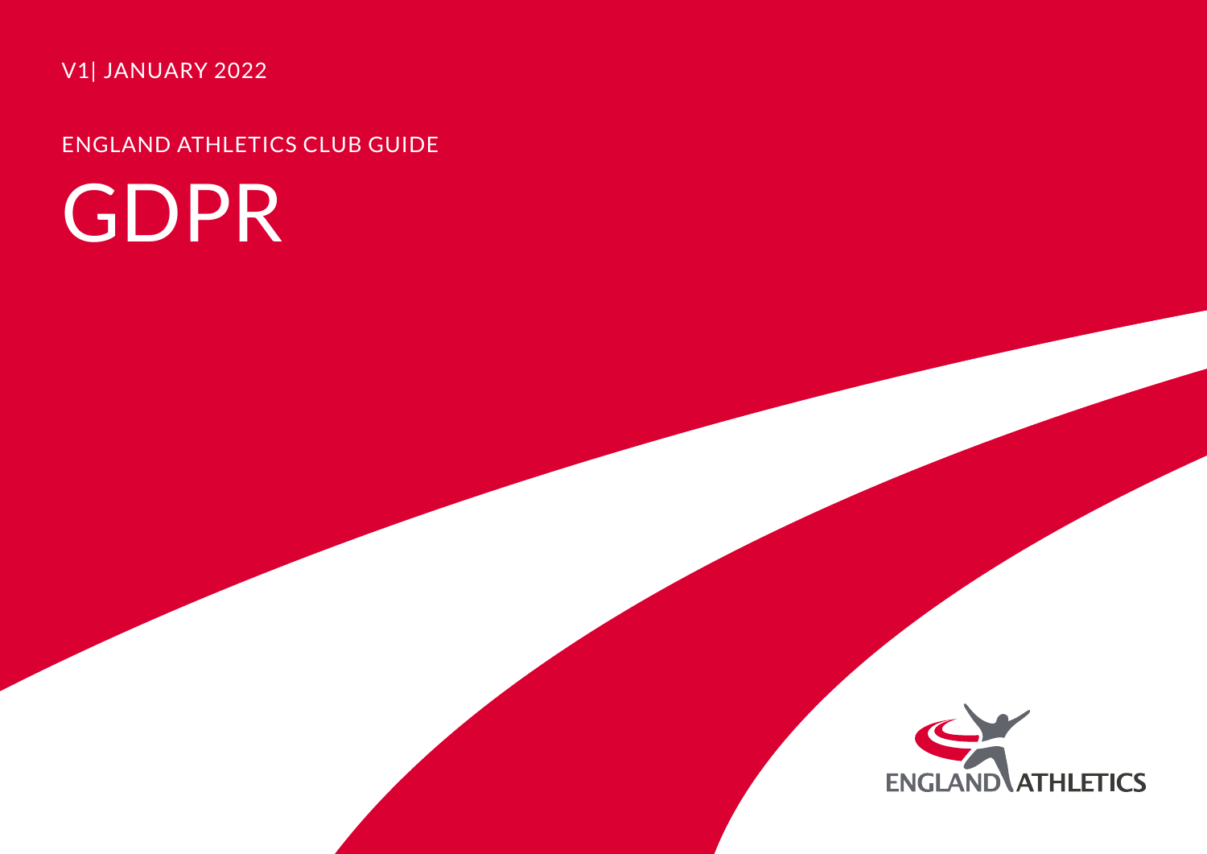V1| JANUARY 2022

ENGLAND ATHLETICS CLUB GUIDE

# GDPR

ENGLAND ATHLETICS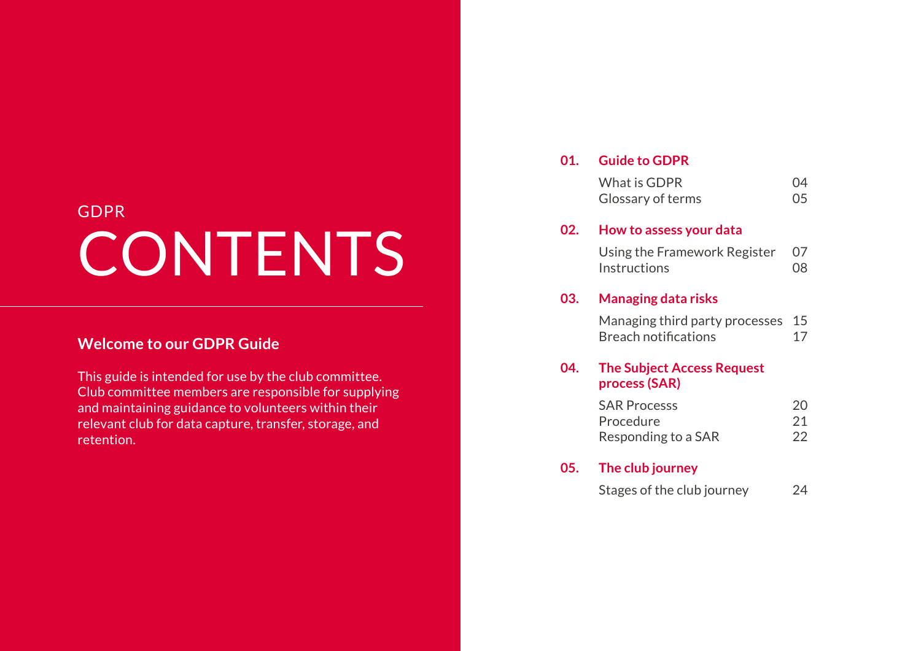GDPR

# CONTENTS

## Welcome to our GDPR Guide

This guide is intended for use by the club committee. Club committee members are responsible for supplying and maintaining guidance to volunteers within their relevant club for data capture, transfer, storage, and retention.

**01. Guide to GDPR**

| | |
|---|---|
| What is GDPR | 04 |
| Glossary of terms | 05 |

**02. How to assess your data**

| | |
|---|---|
| Using the Framework Register | 07 |
| Instructions | 08 |

**03. Managing data risks**

| | |
|---|---|
| Managing third party processes | 15 |
| Breach notifications | 17 |

**04. The Subject Access Request process (SAR)**

| | |
|---|---|
| SAR Processs | 20 |
| Procedure | 21 |
| Responding to a SAR | 22 |

**05. The club journey**

| | |
|---|---|
| Stages of the club journey | 24 |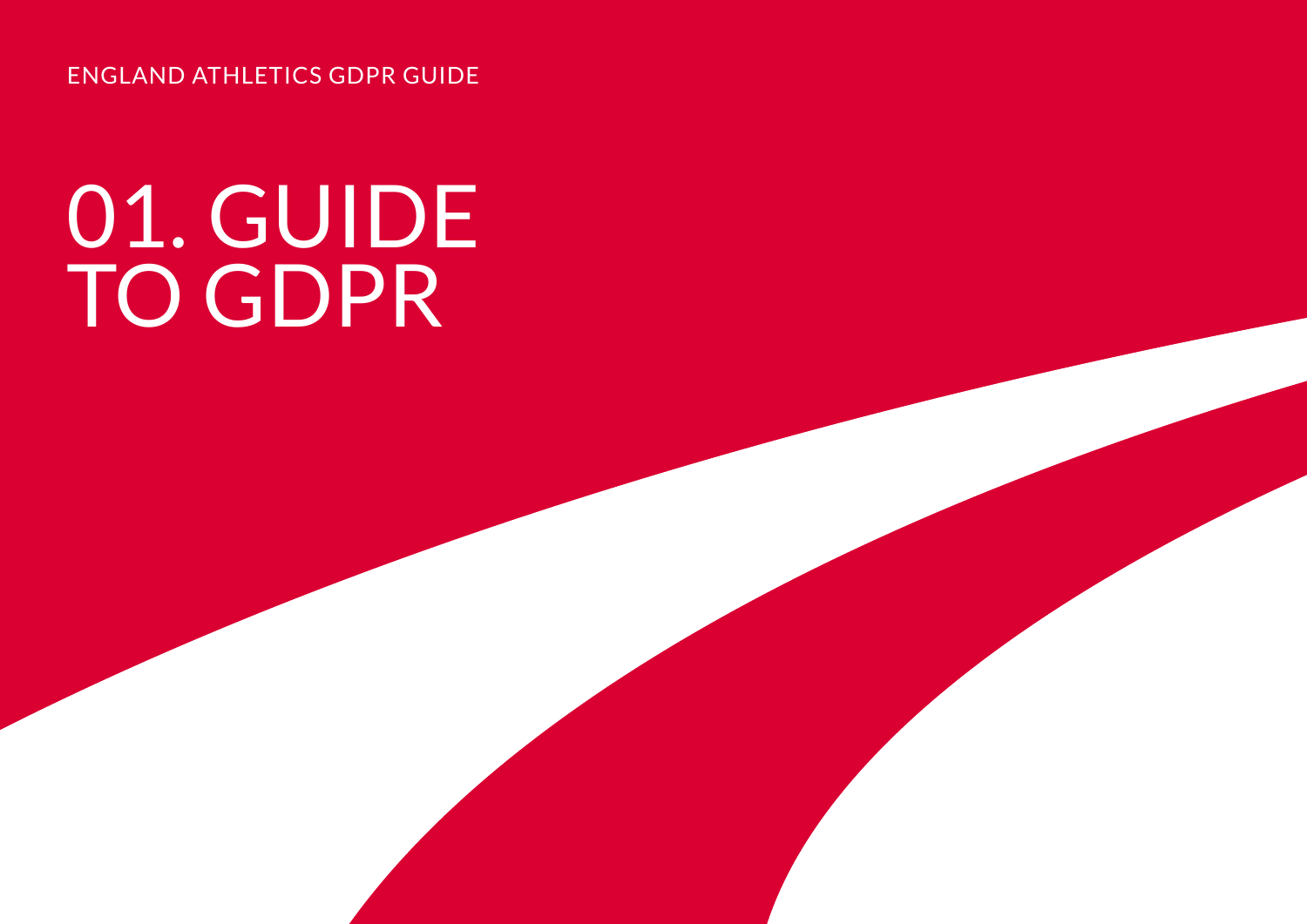ENGLAND ATHLETICS GDPR GUIDE

# 01. GUIDE TO GDPR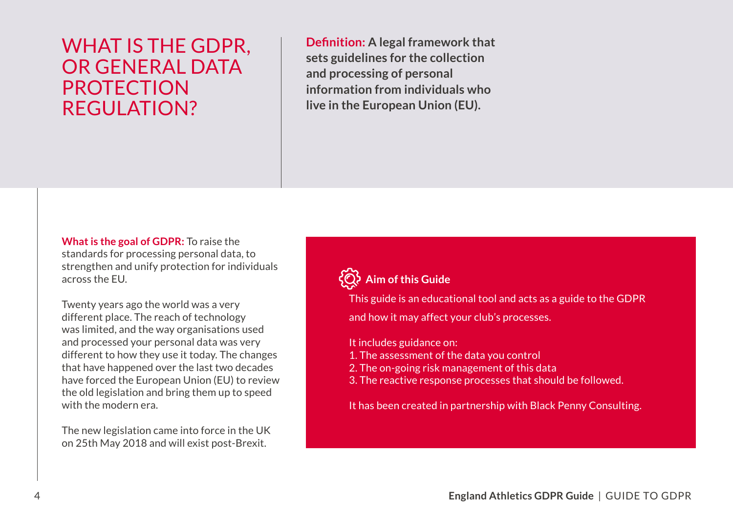# WHAT IS THE GDPR, OR GENERAL DATA PROTECTION REGULATION?

**Definition: A legal framework that sets guidelines for the collection and processing of personal information from individuals who live in the European Union (EU).**

**What is the goal of GDPR:** To raise the standards for processing personal data, to strengthen and unify protection for individuals across the EU.

Twenty years ago the world was a very different place. The reach of technology was limited, and the way organisations used and processed your personal data was very different to how they use it today. The changes that have happened over the last two decades have forced the European Union (EU) to review the old legislation and bring them up to speed with the modern era.

The new legislation came into force in the UK on 25th May 2018 and will exist post-Brexit.

### Aim of this Guide

This guide is an educational tool and acts as a guide to the GDPR and how it may affect your club's processes.

It includes guidance on:

1. The assessment of the data you control
2. The on-going risk management of this data
3. The reactive response processes that should be followed.

It has been created in partnership with Black Penny Consulting.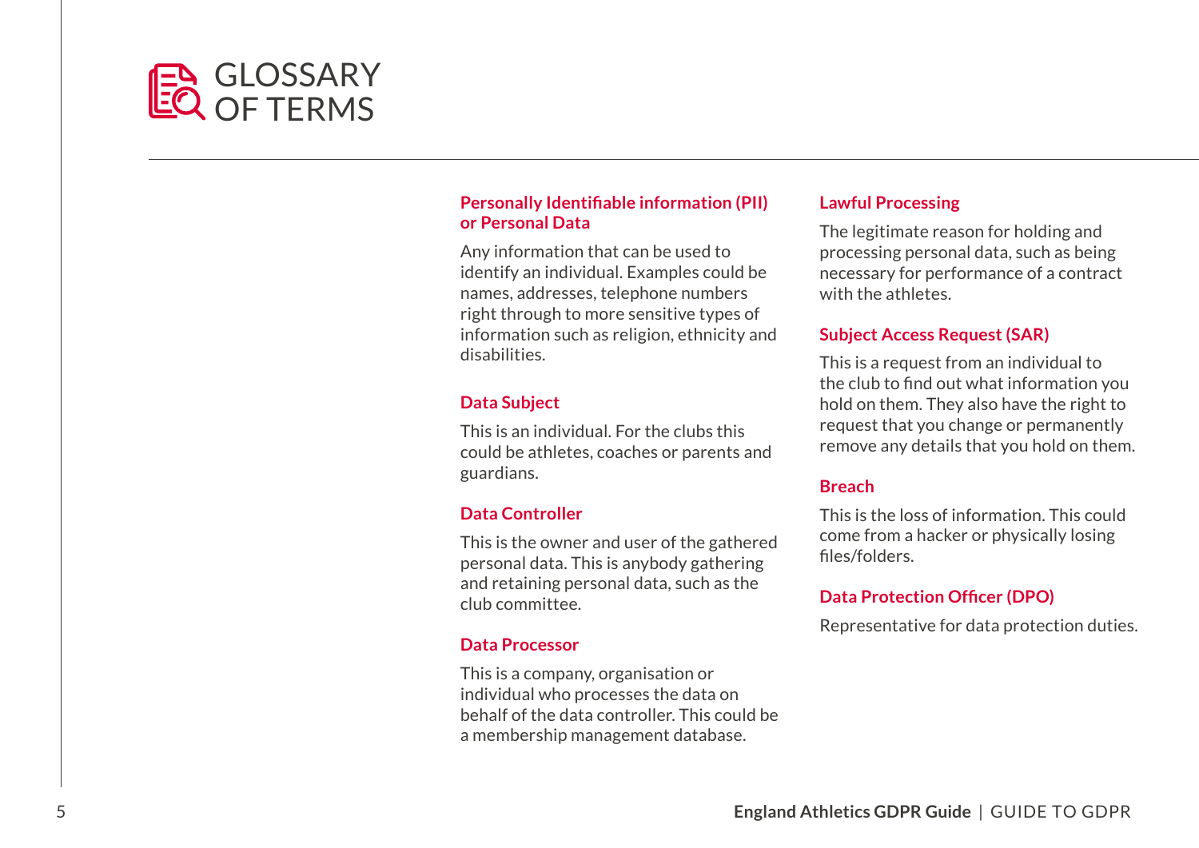# GLOSSARY OF TERMS

### Personally Identifiable information (PII) or Personal Data

Any information that can be used to identify an individual. Examples could be names, addresses, telephone numbers right through to more sensitive types of information such as religion, ethnicity and disabilities.

### Data Subject

This is an individual. For the clubs this could be athletes, coaches or parents and guardians.

### Data Controller

This is the owner and user of the gathered personal data. This is anybody gathering and retaining personal data, such as the club committee.

### Data Processor

This is a company, organisation or individual who processes the data on behalf of the data controller. This could be a membership management database.

### Lawful Processing

The legitimate reason for holding and processing personal data, such as being necessary for performance of a contract with the athletes.

### Subject Access Request (SAR)

This is a request from an individual to the club to find out what information you hold on them. They also have the right to request that you change or permanently remove any details that you hold on them.

### Breach

This is the loss of information. This could come from a hacker or physically losing files/folders.

### Data Protection Officer (DPO)

Representative for data protection duties.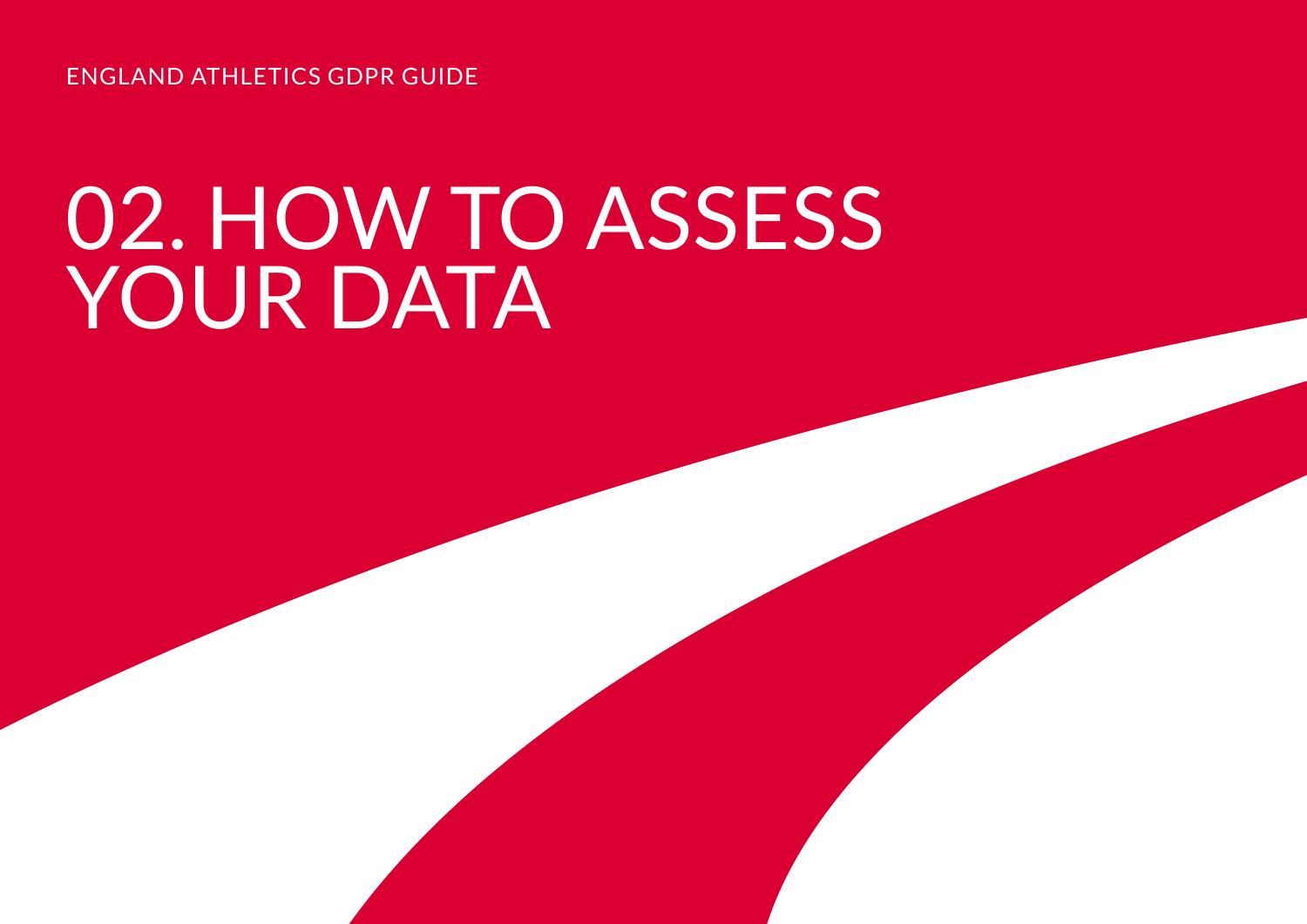# 02. HOW TO ASSESS YOUR DATA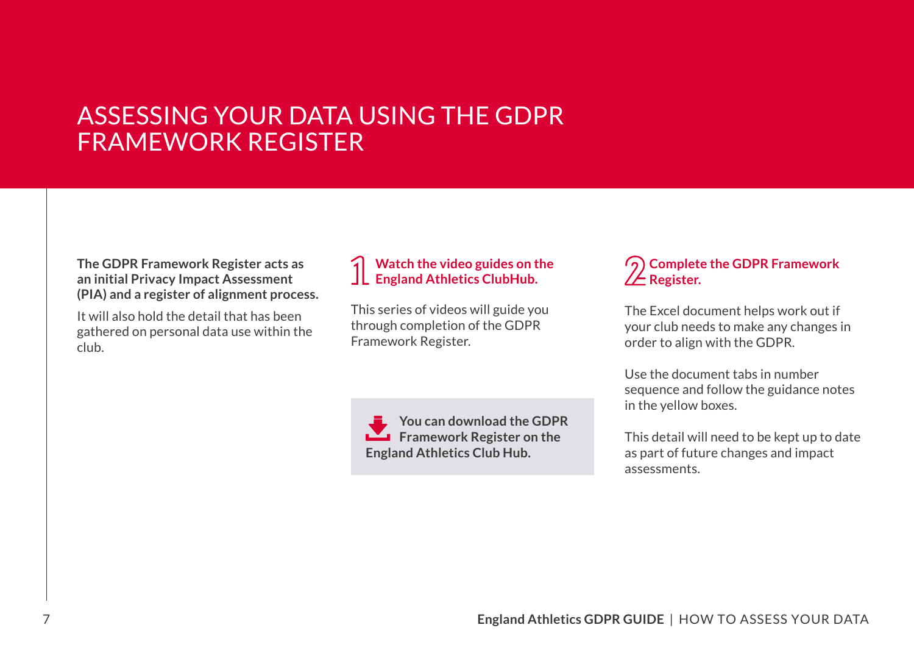# ASSESSING YOUR DATA USING THE GDPR FRAMEWORK REGISTER

**The GDPR Framework Register acts as an initial Privacy Impact Assessment (PIA) and a register of alignment process.**

It will also hold the detail that has been gathered on personal data use within the club.

## 1 Watch the video guides on the England Athletics ClubHub.

This series of videos will guide you through completion of the GDPR Framework Register.

**You can download the GDPR Framework Register on the England Athletics Club Hub.**

## 2 Complete the GDPR Framework Register.

The Excel document helps work out if your club needs to make any changes in order to align with the GDPR.

Use the document tabs in number sequence and follow the guidance notes in the yellow boxes.

This detail will need to be kept up to date as part of future changes and impact assessments.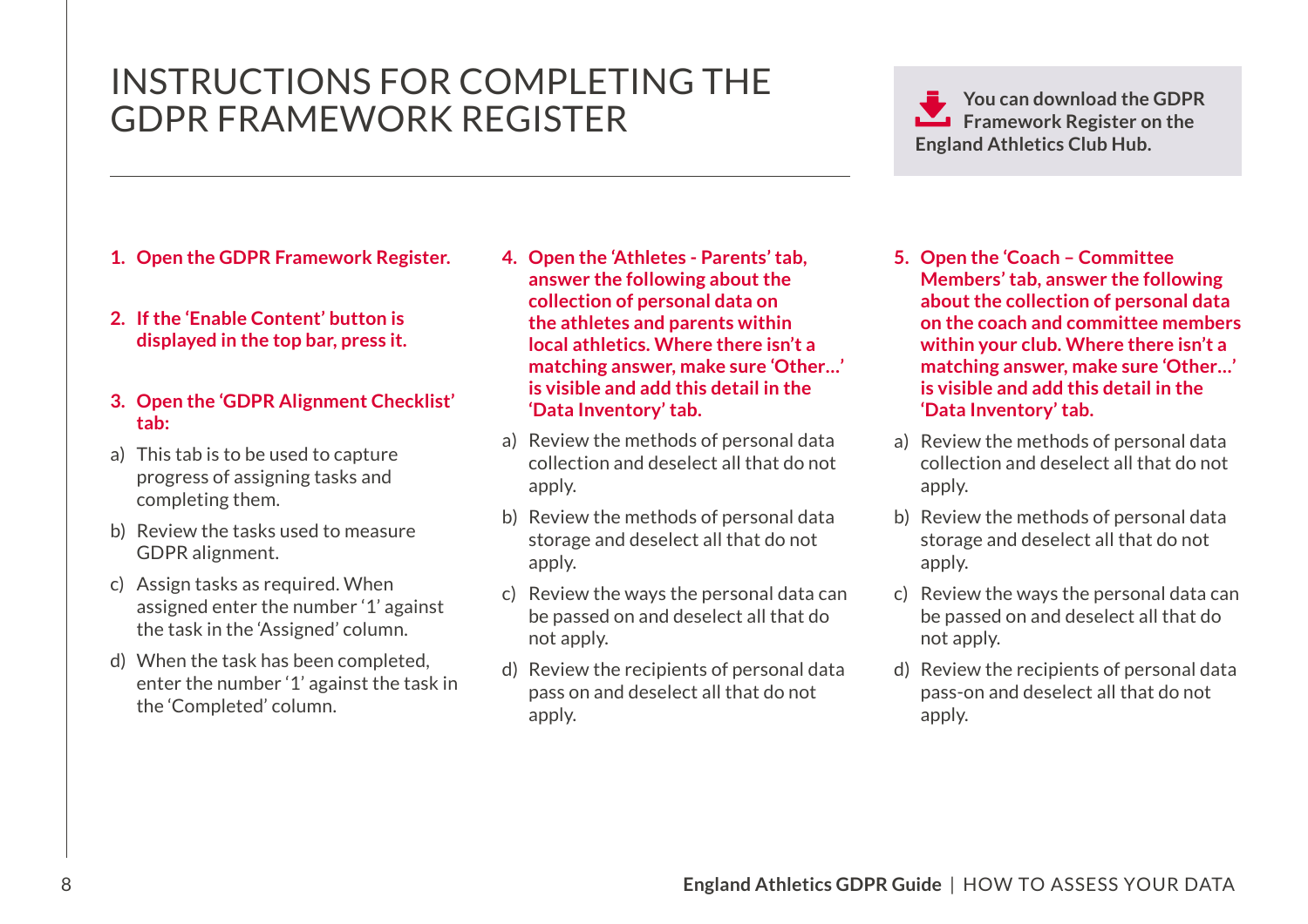# INSTRUCTIONS FOR COMPLETING THE GDPR FRAMEWORK REGISTER

**You can download the GDPR Framework Register on the England Athletics Club Hub.**

1. **Open the GDPR Framework Register.**

2. **If the 'Enable Content' button is displayed in the top bar, press it.**

3. **Open the 'GDPR Alignment Checklist' tab:**

   a) This tab is to be used to capture progress of assigning tasks and completing them.

   b) Review the tasks used to measure GDPR alignment.

   c) Assign tasks as required. When assigned enter the number '1' against the task in the 'Assigned' column.

   d) When the task has been completed, enter the number '1' against the task in the 'Completed' column.

4. **Open the 'Athletes - Parents' tab, answer the following about the collection of personal data on the athletes and parents within local athletics. Where there isn't a matching answer, make sure 'Other…' is visible and add this detail in the 'Data Inventory' tab.**

   a) Review the methods of personal data collection and deselect all that do not apply.

   b) Review the methods of personal data storage and deselect all that do not apply.

   c) Review the ways the personal data can be passed on and deselect all that do not apply.

   d) Review the recipients of personal data pass on and deselect all that do not apply.

5. **Open the 'Coach – Committee Members' tab, answer the following about the collection of personal data on the coach and committee members within your club. Where there isn't a matching answer, make sure 'Other…' is visible and add this detail in the 'Data Inventory' tab.**

   a) Review the methods of personal data collection and deselect all that do not apply.

   b) Review the methods of personal data storage and deselect all that do not apply.

   c) Review the ways the personal data can be passed on and deselect all that do not apply.

   d) Review the recipients of personal data pass-on and deselect all that do not apply.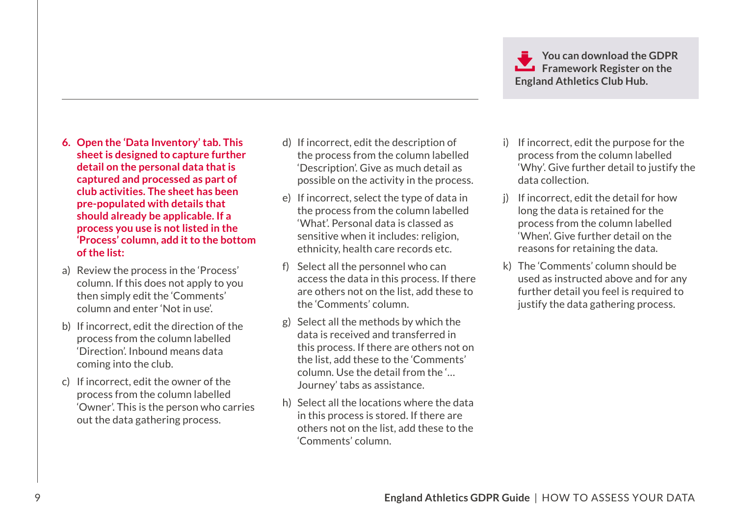> You can download the GDPR Framework Register on the England Athletics Club Hub.

**6. Open the 'Data Inventory' tab. This sheet is designed to capture further detail on the personal data that is captured and processed as part of club activities. The sheet has been pre-populated with details that should already be applicable. If a process you use is not listed in the 'Process' column, add it to the bottom of the list:**

a) Review the process in the 'Process' column. If this does not apply to you then simply edit the 'Comments' column and enter 'Not in use'.

b) If incorrect, edit the direction of the process from the column labelled 'Direction'. Inbound means data coming into the club.

c) If incorrect, edit the owner of the process from the column labelled 'Owner'. This is the person who carries out the data gathering process.

d) If incorrect, edit the description of the process from the column labelled 'Description'. Give as much detail as possible on the activity in the process.

e) If incorrect, select the type of data in the process from the column labelled 'What'. Personal data is classed as sensitive when it includes: religion, ethnicity, health care records etc.

f) Select all the personnel who can access the data in this process. If there are others not on the list, add these to the 'Comments' column.

g) Select all the methods by which the data is received and transferred in this process. If there are others not on the list, add these to the 'Comments' column. Use the detail from the '… Journey' tabs as assistance.

h) Select all the locations where the data in this process is stored. If there are others not on the list, add these to the 'Comments' column.

i) If incorrect, edit the purpose for the process from the column labelled 'Why'. Give further detail to justify the data collection.

j) If incorrect, edit the detail for how long the data is retained for the process from the column labelled 'When'. Give further detail on the reasons for retaining the data.

k) The 'Comments' column should be used as instructed above and for any further detail you feel is required to justify the data gathering process.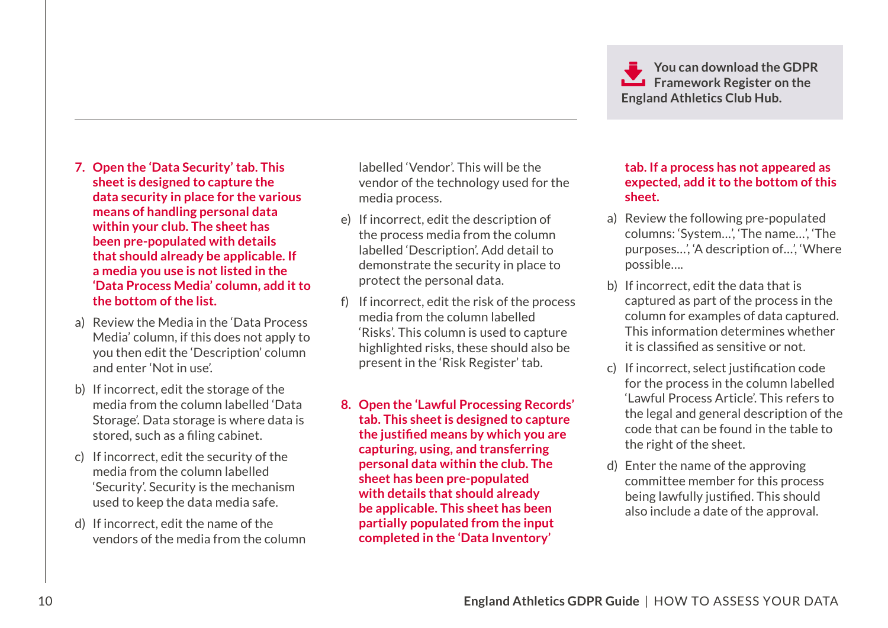> You can download the GDPR Framework Register on the England Athletics Club Hub.

**7. Open the 'Data Security' tab. This sheet is designed to capture the data security in place for the various means of handling personal data within your club. The sheet has been pre-populated with details that should already be applicable. If a media you use is not listed in the 'Data Process Media' column, add it to the bottom of the list.**

a) Review the Media in the 'Data Process Media' column, if this does not apply to you then edit the 'Description' column and enter 'Not in use'.

b) If incorrect, edit the storage of the media from the column labelled 'Data Storage'. Data storage is where data is stored, such as a filing cabinet.

c) If incorrect, edit the security of the media from the column labelled 'Security'. Security is the mechanism used to keep the data media safe.

d) If incorrect, edit the name of the vendors of the media from the column labelled 'Vendor'. This will be the vendor of the technology used for the media process.

e) If incorrect, edit the description of the process media from the column labelled 'Description'. Add detail to demonstrate the security in place to protect the personal data.

f) If incorrect, edit the risk of the process media from the column labelled 'Risks'. This column is used to capture highlighted risks, these should also be present in the 'Risk Register' tab.

**8. Open the 'Lawful Processing Records' tab. This sheet is designed to capture the justified means by which you are capturing, using, and transferring personal data within the club. The sheet has been pre-populated with details that should already be applicable. This sheet has been partially populated from the input completed in the 'Data Inventory' tab. If a process has not appeared as expected, add it to the bottom of this sheet.**

a) Review the following pre-populated columns: 'System...', 'The name...', 'The purposes...', 'A description of...', 'Where possible....

b) If incorrect, edit the data that is captured as part of the process in the column for examples of data captured. This information determines whether it is classified as sensitive or not.

c) If incorrect, select justification code for the process in the column labelled 'Lawful Process Article'. This refers to the legal and general description of the code that can be found in the table to the right of the sheet.

d) Enter the name of the approving committee member for this process being lawfully justified. This should also include a date of the approval.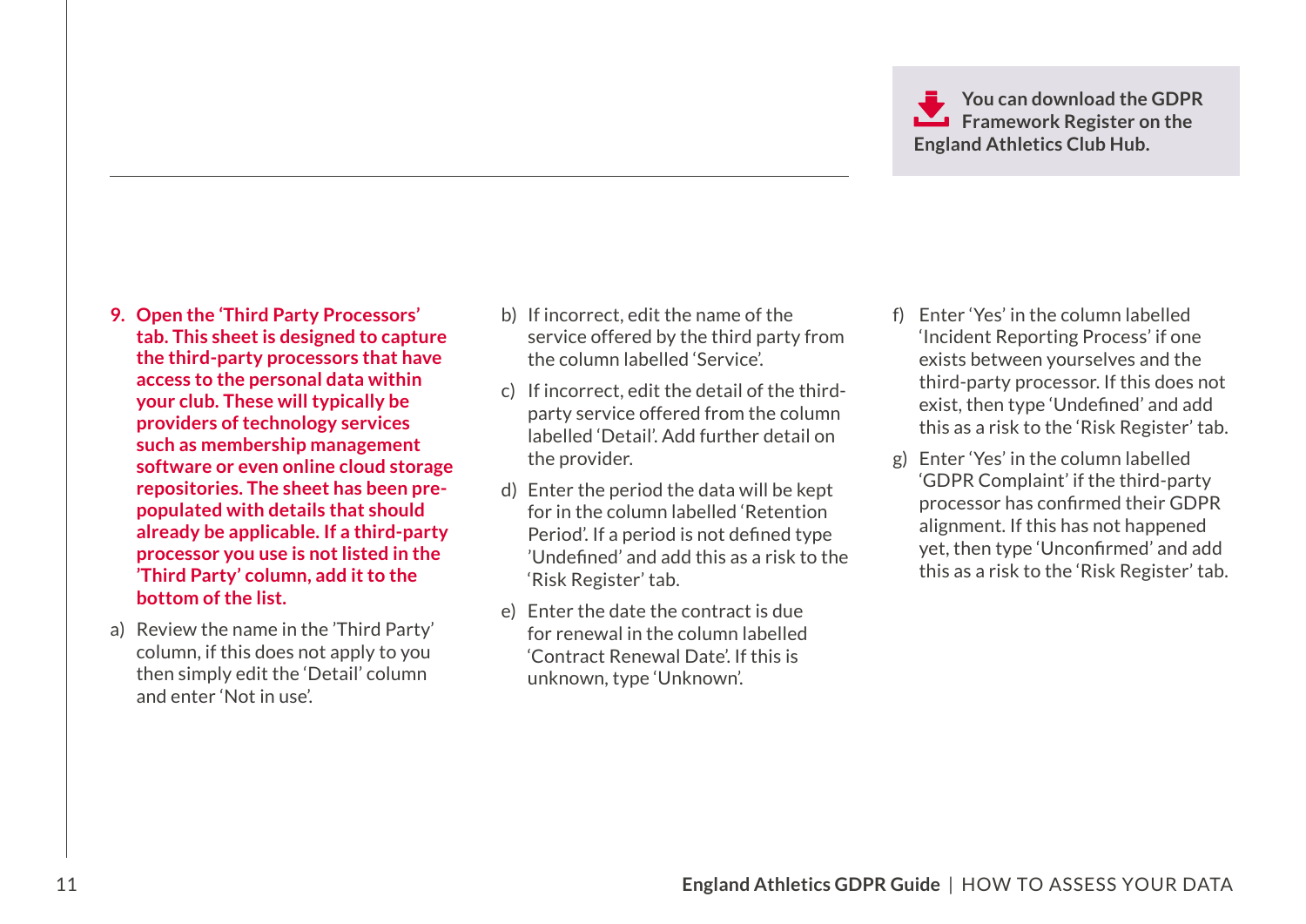**You can download the GDPR Framework Register on the England Athletics Club Hub.**

**9. Open the 'Third Party Processors' tab. This sheet is designed to capture the third-party processors that have access to the personal data within your club. These will typically be providers of technology services such as membership management software or even online cloud storage repositories. The sheet has been pre-populated with details that should already be applicable. If a third-party processor you use is not listed in the 'Third Party' column, add it to the bottom of the list.**

a) Review the name in the 'Third Party' column, if this does not apply to you then simply edit the 'Detail' column and enter 'Not in use'.

b) If incorrect, edit the name of the service offered by the third party from the column labelled 'Service'.

c) If incorrect, edit the detail of the third-party service offered from the column labelled 'Detail'. Add further detail on the provider.

d) Enter the period the data will be kept for in the column labelled 'Retention Period'. If a period is not defined type 'Undefined' and add this as a risk to the 'Risk Register' tab.

e) Enter the date the contract is due for renewal in the column labelled 'Contract Renewal Date'. If this is unknown, type 'Unknown'.

f) Enter 'Yes' in the column labelled 'Incident Reporting Process' if one exists between yourselves and the third-party processor. If this does not exist, then type 'Undefined' and add this as a risk to the 'Risk Register' tab.

g) Enter 'Yes' in the column labelled 'GDPR Complaint' if the third-party processor has confirmed their GDPR alignment. If this has not happened yet, then type 'Unconfirmed' and add this as a risk to the 'Risk Register' tab.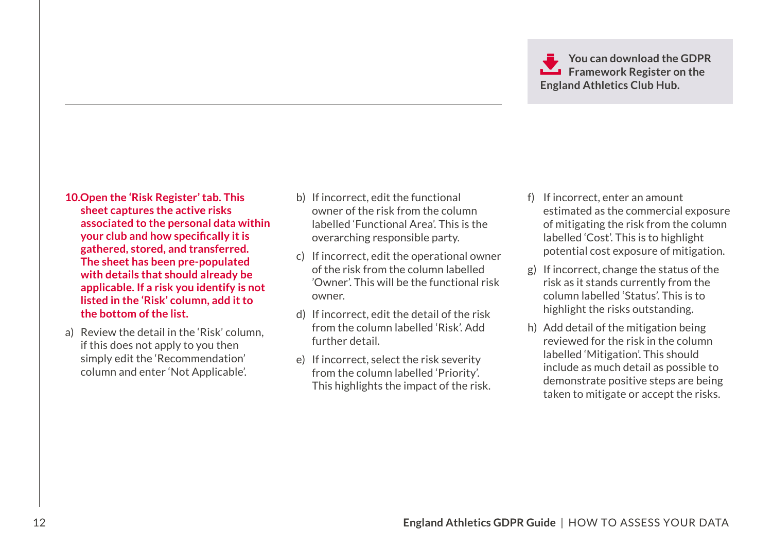**You can download the GDPR Framework Register on the England Athletics Club Hub.**

**10. Open the 'Risk Register' tab. This sheet captures the active risks associated to the personal data within your club and how specifically it is gathered, stored, and transferred. The sheet has been pre-populated with details that should already be applicable. If a risk you identify is not listed in the 'Risk' column, add it to the bottom of the list.**

a) Review the detail in the 'Risk' column, if this does not apply to you then simply edit the 'Recommendation' column and enter 'Not Applicable'.

b) If incorrect, edit the functional owner of the risk from the column labelled 'Functional Area'. This is the overarching responsible party.

c) If incorrect, edit the operational owner of the risk from the column labelled 'Owner'. This will be the functional risk owner.

d) If incorrect, edit the detail of the risk from the column labelled 'Risk'. Add further detail.

e) If incorrect, select the risk severity from the column labelled 'Priority'. This highlights the impact of the risk.

f) If incorrect, enter an amount estimated as the commercial exposure of mitigating the risk from the column labelled 'Cost'. This is to highlight potential cost exposure of mitigation.

g) If incorrect, change the status of the risk as it stands currently from the column labelled 'Status'. This is to highlight the risks outstanding.

h) Add detail of the mitigation being reviewed for the risk in the column labelled 'Mitigation'. This should include as much detail as possible to demonstrate positive steps are being taken to mitigate or accept the risks.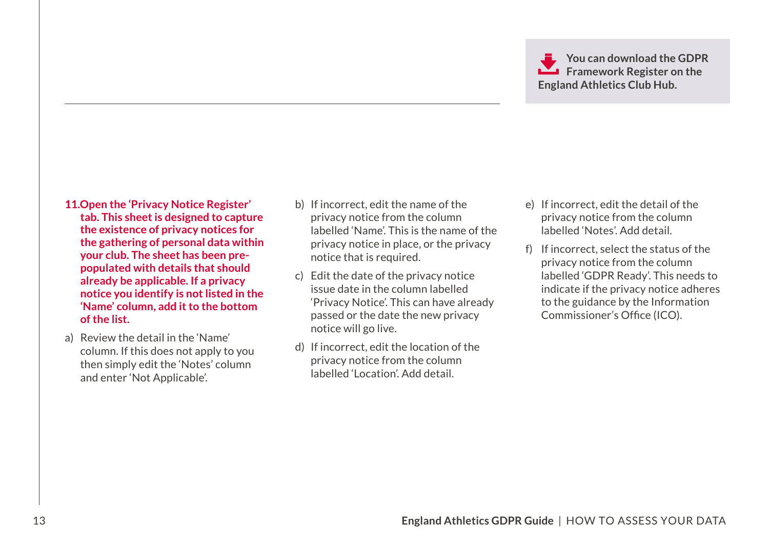**You can download the GDPR Framework Register on the England Athletics Club Hub.**

**11. Open the 'Privacy Notice Register' tab. This sheet is designed to capture the existence of privacy notices for the gathering of personal data within your club. The sheet has been pre-populated with details that should already be applicable. If a privacy notice you identify is not listed in the 'Name' column, add it to the bottom of the list.**

a) Review the detail in the 'Name' column. If this does not apply to you then simply edit the 'Notes' column and enter 'Not Applicable'.

b) If incorrect, edit the name of the privacy notice from the column labelled 'Name'. This is the name of the privacy notice in place, or the privacy notice that is required.

c) Edit the date of the privacy notice issue date in the column labelled 'Privacy Notice'. This can have already passed or the date the new privacy notice will go live.

d) If incorrect, edit the location of the privacy notice from the column labelled 'Location'. Add detail.

e) If incorrect, edit the detail of the privacy notice from the column labelled 'Notes'. Add detail.

f) If incorrect, select the status of the privacy notice from the column labelled 'GDPR Ready'. This needs to indicate if the privacy notice adheres to the guidance by the Information Commissioner's Office (ICO).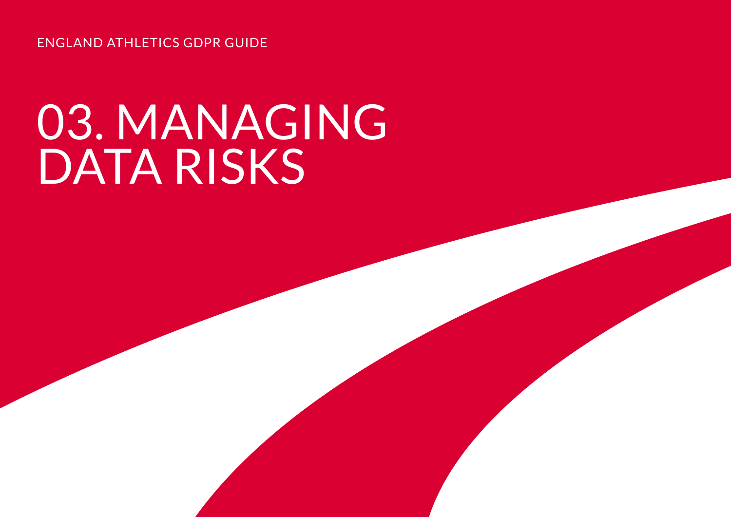ENGLAND ATHLETICS GDPR GUIDE

# 03. MANAGING DATA RISKS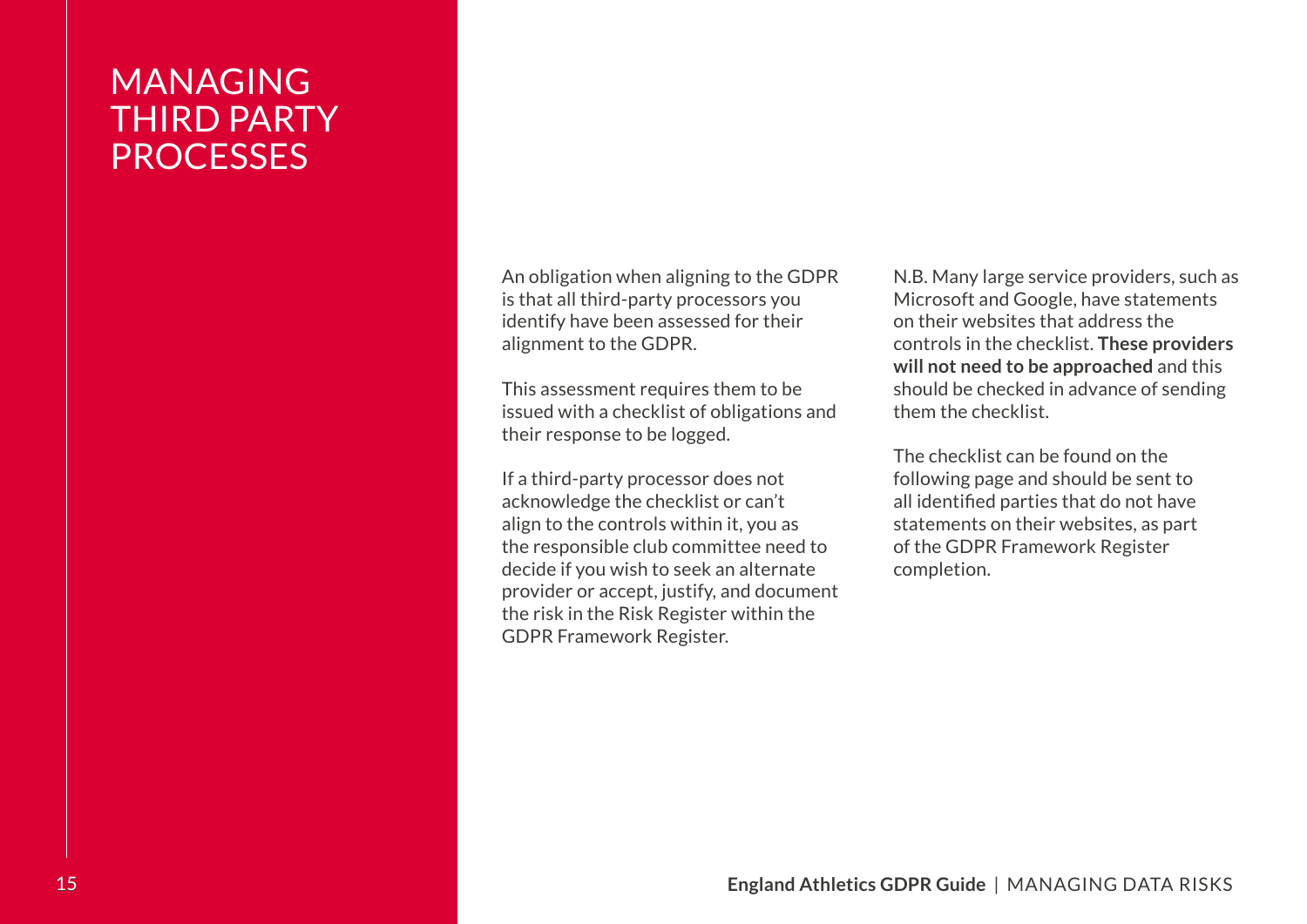# MANAGING THIRD PARTY PROCESSES

An obligation when aligning to the GDPR is that all third-party processors you identify have been assessed for their alignment to the GDPR.

This assessment requires them to be issued with a checklist of obligations and their response to be logged.

If a third-party processor does not acknowledge the checklist or can't align to the controls within it, you as the responsible club committee need to decide if you wish to seek an alternate provider or accept, justify, and document the risk in the Risk Register within the GDPR Framework Register.

N.B. Many large service providers, such as Microsoft and Google, have statements on their websites that address the controls in the checklist. **These providers will not need to be approached** and this should be checked in advance of sending them the checklist.

The checklist can be found on the following page and should be sent to all identified parties that do not have statements on their websites, as part of the GDPR Framework Register completion.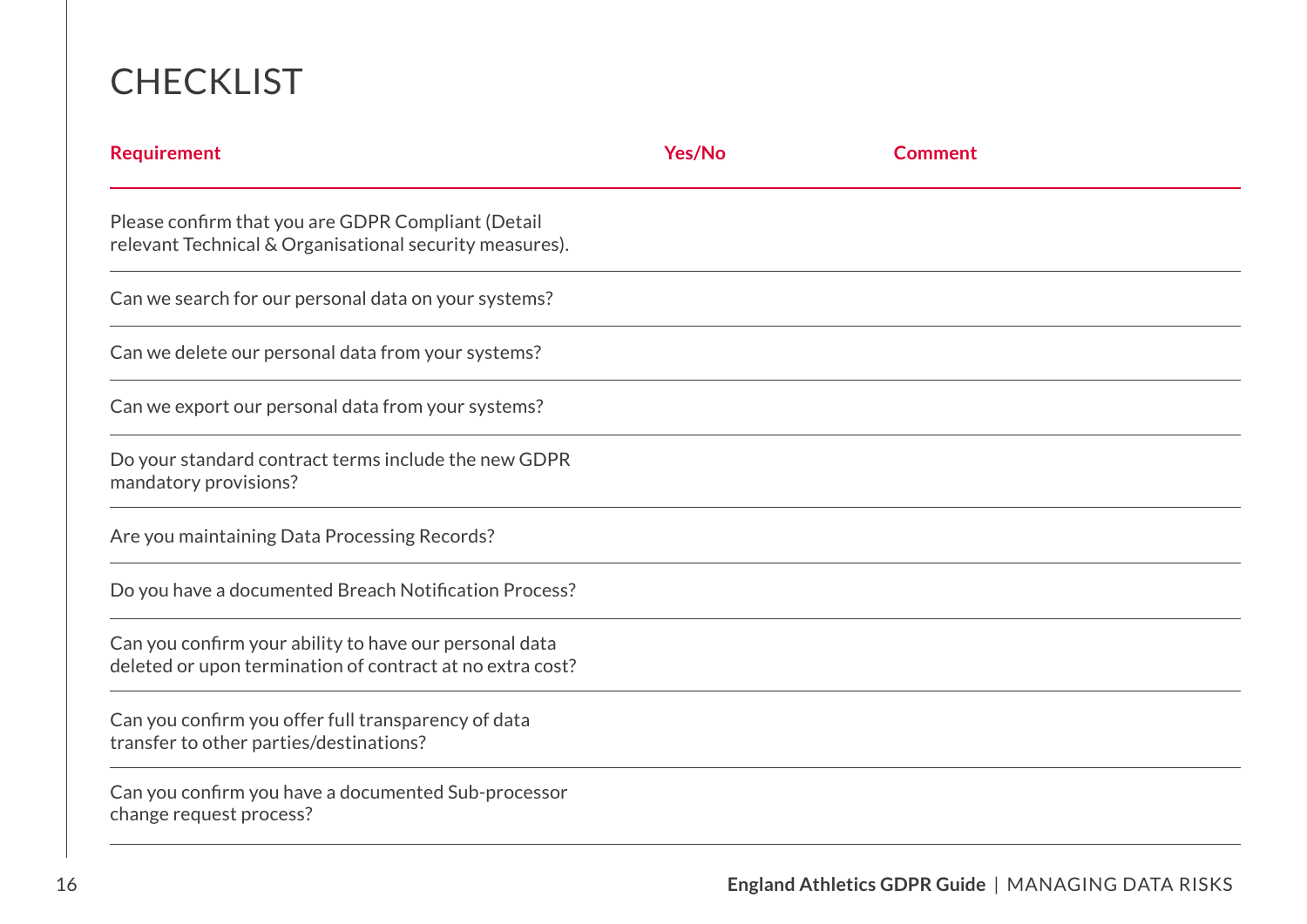# CHECKLIST

| Requirement | Yes/No | Comment |
|---|---|---|
| Please confirm that you are GDPR Compliant (Detail relevant Technical & Organisational security measures). | | |
| Can we search for our personal data on your systems? | | |
| Can we delete our personal data from your systems? | | |
| Can we export our personal data from your systems? | | |
| Do your standard contract terms include the new GDPR mandatory provisions? | | |
| Are you maintaining Data Processing Records? | | |
| Do you have a documented Breach Notification Process? | | |
| Can you confirm your ability to have our personal data deleted or upon termination of contract at no extra cost? | | |
| Can you confirm you offer full transparency of data transfer to other parties/destinations? | | |
| Can you confirm you have a documented Sub-processor change request process? | | |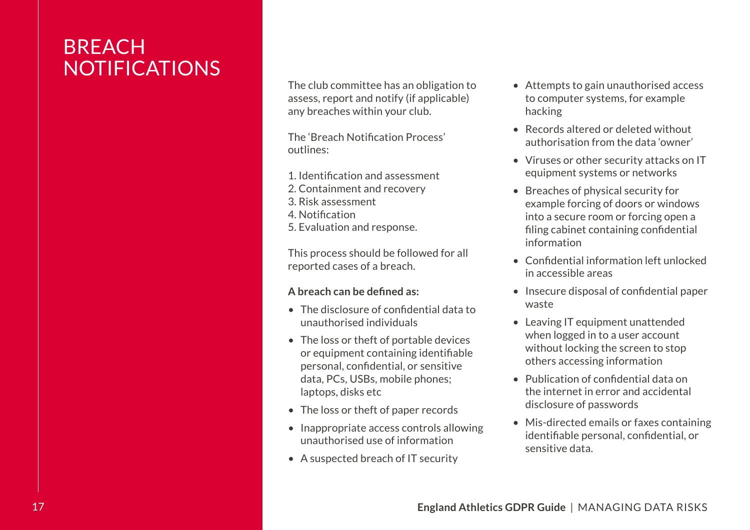# BREACH NOTIFICATIONS

The club committee has an obligation to assess, report and notify (if applicable) any breaches within your club.

The 'Breach Notification Process' outlines:

1. Identification and assessment
2. Containment and recovery
3. Risk assessment
4. Notification
5. Evaluation and response.

This process should be followed for all reported cases of a breach.

**A breach can be defined as:**

- The disclosure of confidential data to unauthorised individuals
- The loss or theft of portable devices or equipment containing identifiable personal, confidential, or sensitive data, PCs, USBs, mobile phones; laptops, disks etc
- The loss or theft of paper records
- Inappropriate access controls allowing unauthorised use of information
- A suspected breach of IT security
- Attempts to gain unauthorised access to computer systems, for example hacking
- Records altered or deleted without authorisation from the data 'owner'
- Viruses or other security attacks on IT equipment systems or networks
- Breaches of physical security for example forcing of doors or windows into a secure room or forcing open a filing cabinet containing confidential information
- Confidential information left unlocked in accessible areas
- Insecure disposal of confidential paper waste
- Leaving IT equipment unattended when logged in to a user account without locking the screen to stop others accessing information
- Publication of confidential data on the internet in error and accidental disclosure of passwords
- Mis-directed emails or faxes containing identifiable personal, confidential, or sensitive data.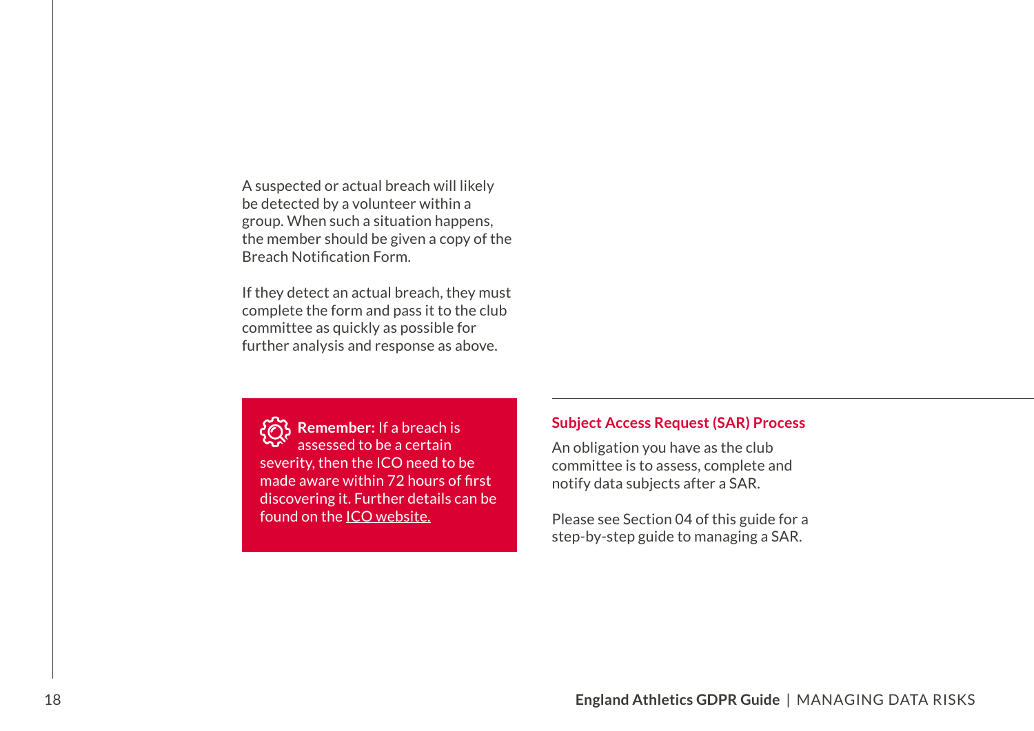A suspected or actual breach will likely be detected by a volunteer within a group. When such a situation happens, the member should be given a copy of the Breach Notification Form.

If they detect an actual breach, they must complete the form and pass it to the club committee as quickly as possible for further analysis and response as above.

**Remember:** If a breach is assessed to be a certain severity, then the ICO need to be made aware within 72 hours of first discovering it. Further details can be found on the ICO website.

### Subject Access Request (SAR) Process

An obligation you have as the club committee is to assess, complete and notify data subjects after a SAR.

Please see Section 04 of this guide for a step-by-step guide to managing a SAR.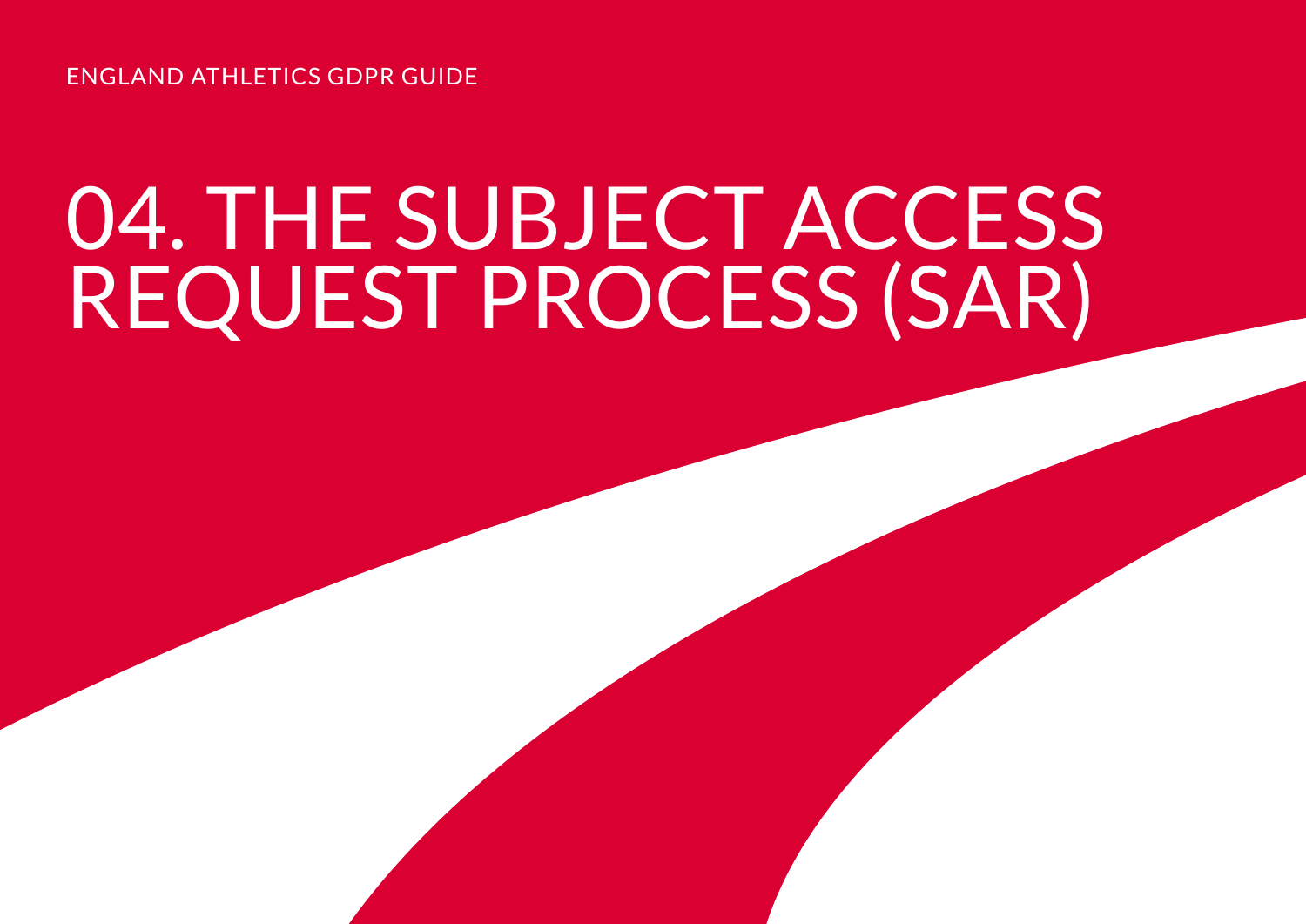# 04. THE SUBJECT ACCESS REQUEST PROCESS (SAR)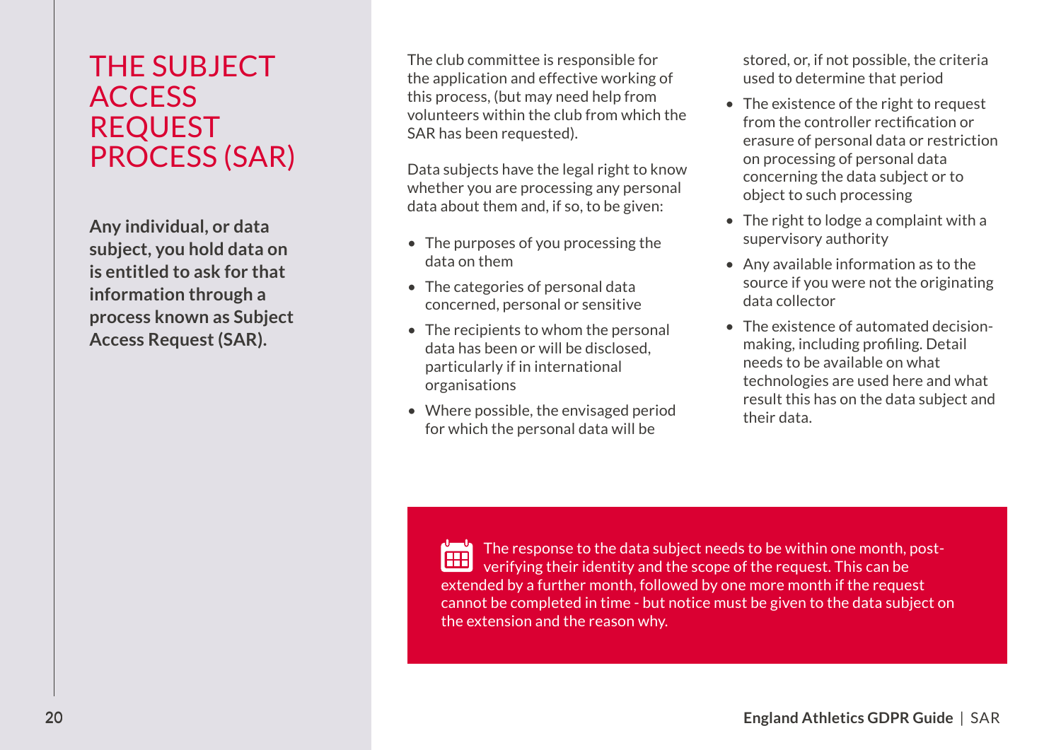# THE SUBJECT ACCESS REQUEST PROCESS (SAR)

**Any individual, or data subject, you hold data on is entitled to ask for that information through a process known as Subject Access Request (SAR).**

The club committee is responsible for the application and effective working of this process, (but may need help from volunteers within the club from which the SAR has been requested).

Data subjects have the legal right to know whether you are processing any personal data about them and, if so, to be given:

- The purposes of you processing the data on them
- The categories of personal data concerned, personal or sensitive
- The recipients to whom the personal data has been or will be disclosed, particularly if in international organisations
- Where possible, the envisaged period for which the personal data will be stored, or, if not possible, the criteria used to determine that period
- The existence of the right to request from the controller rectification or erasure of personal data or restriction on processing of personal data concerning the data subject or to object to such processing
- The right to lodge a complaint with a supervisory authority
- Any available information as to the source if you were not the originating data collector
- The existence of automated decision-making, including profiling. Detail needs to be available on what technologies are used here and what result this has on the data subject and their data.

The response to the data subject needs to be within one month, post-verifying their identity and the scope of the request. This can be extended by a further month, followed by one more month if the request cannot be completed in time - but notice must be given to the data subject on the extension and the reason why.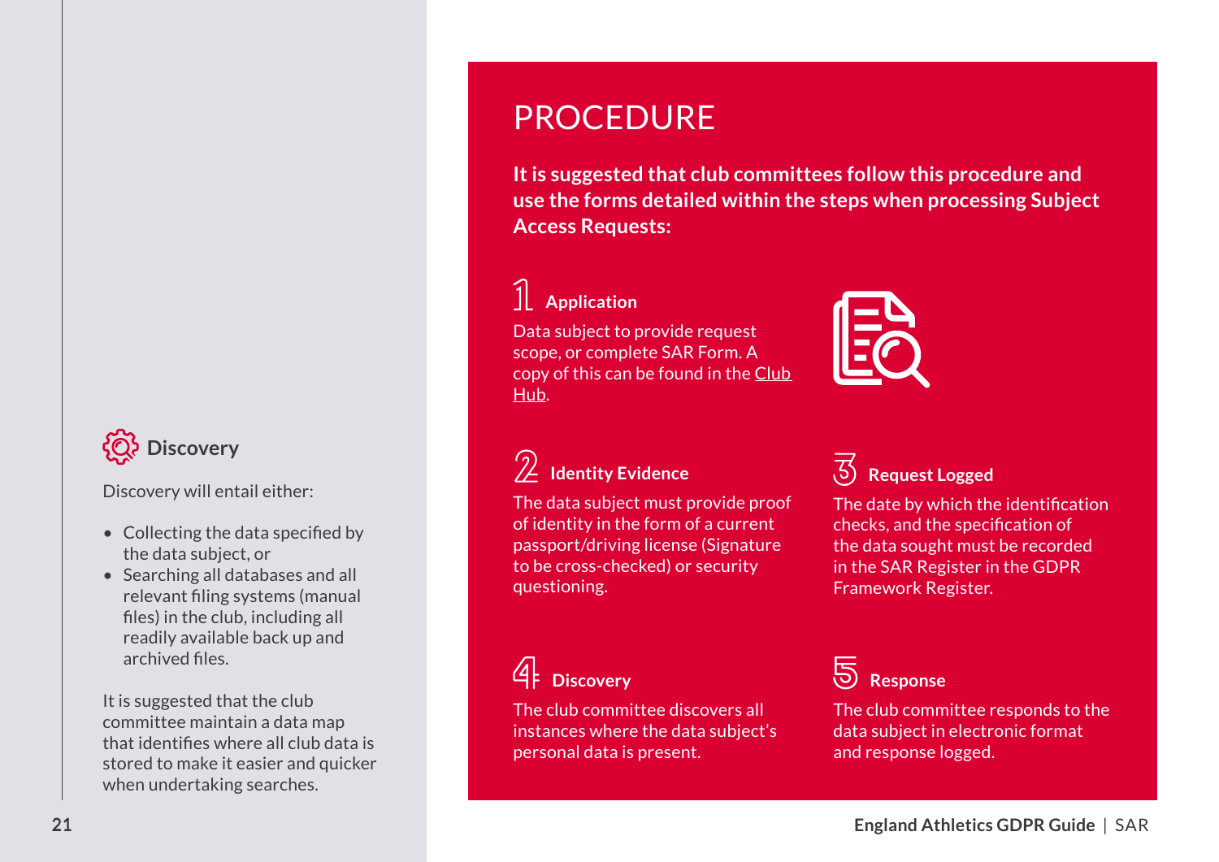# PROCEDURE

**It is suggested that club committees follow this procedure and use the forms detailed within the steps when processing Subject Access Requests:**

### 1 Application

Data subject to provide request scope, or complete SAR Form. A copy of this can be found in the Club Hub.

### 2 Identity Evidence

The data subject must provide proof of identity in the form of a current passport/driving license (Signature to be cross-checked) or security questioning.

### 3 Request Logged

The date by which the identification checks, and the specification of the data sought must be recorded in the SAR Register in the GDPR Framework Register.

### 4 Discovery

The club committee discovers all instances where the data subject's personal data is present.

### 5 Response

The club committee responds to the data subject in electronic format and response logged.

## Discovery

Discovery will entail either:

- Collecting the data specified by the data subject, or
- Searching all databases and all relevant filing systems (manual files) in the club, including all readily available back up and archived files.

It is suggested that the club committee maintain a data map that identifies where all club data is stored to make it easier and quicker when undertaking searches.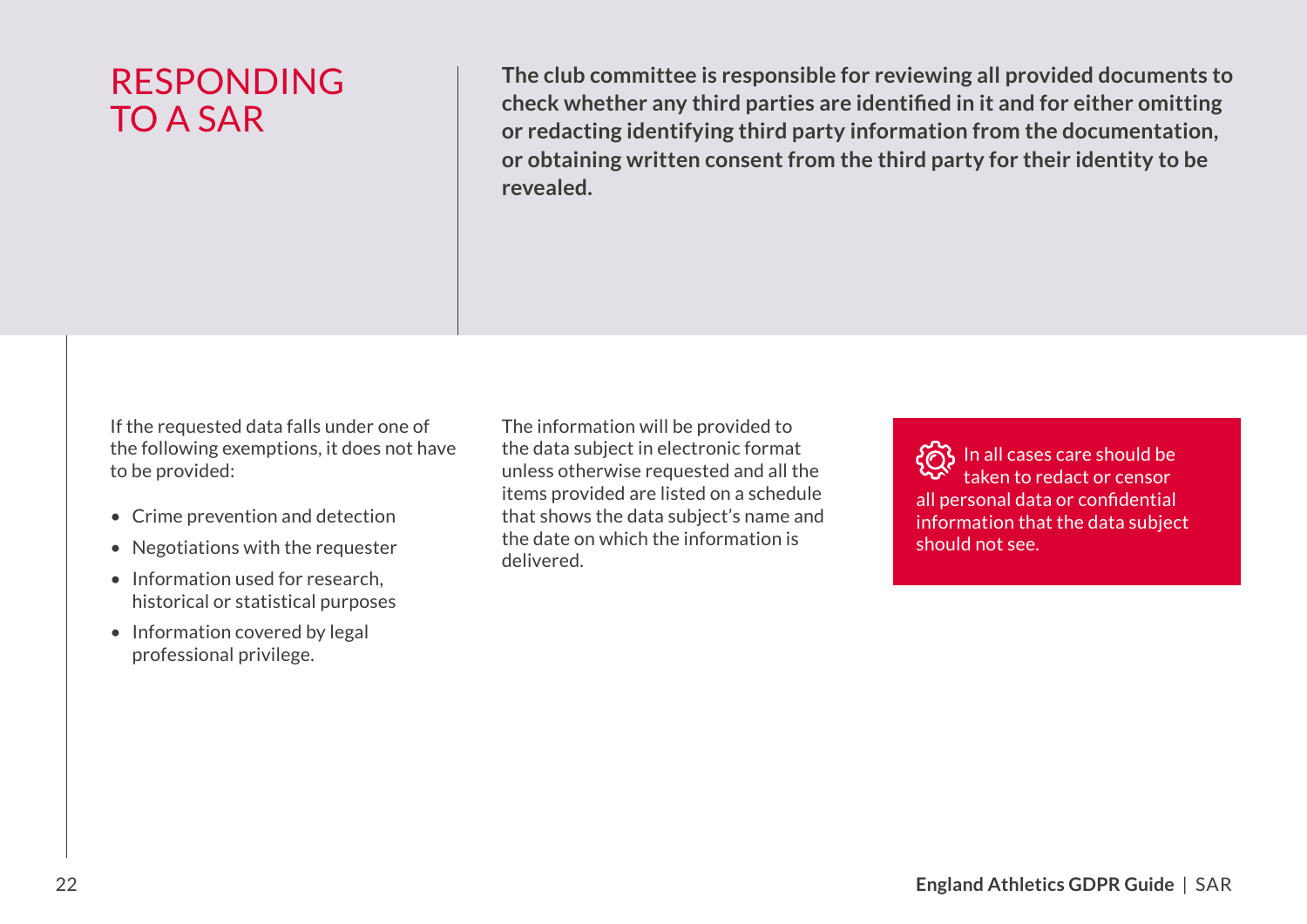# RESPONDING TO A SAR

**The club committee is responsible for reviewing all provided documents to check whether any third parties are identified in it and for either omitting or redacting identifying third party information from the documentation, or obtaining written consent from the third party for their identity to be revealed.**

If the requested data falls under one of the following exemptions, it does not have to be provided:

- Crime prevention and detection
- Negotiations with the requester
- Information used for research, historical or statistical purposes
- Information covered by legal professional privilege.

The information will be provided to the data subject in electronic format unless otherwise requested and all the items provided are listed on a schedule that shows the data subject's name and the date on which the information is delivered.

In all cases care should be taken to redact or censor all personal data or confidential information that the data subject should not see.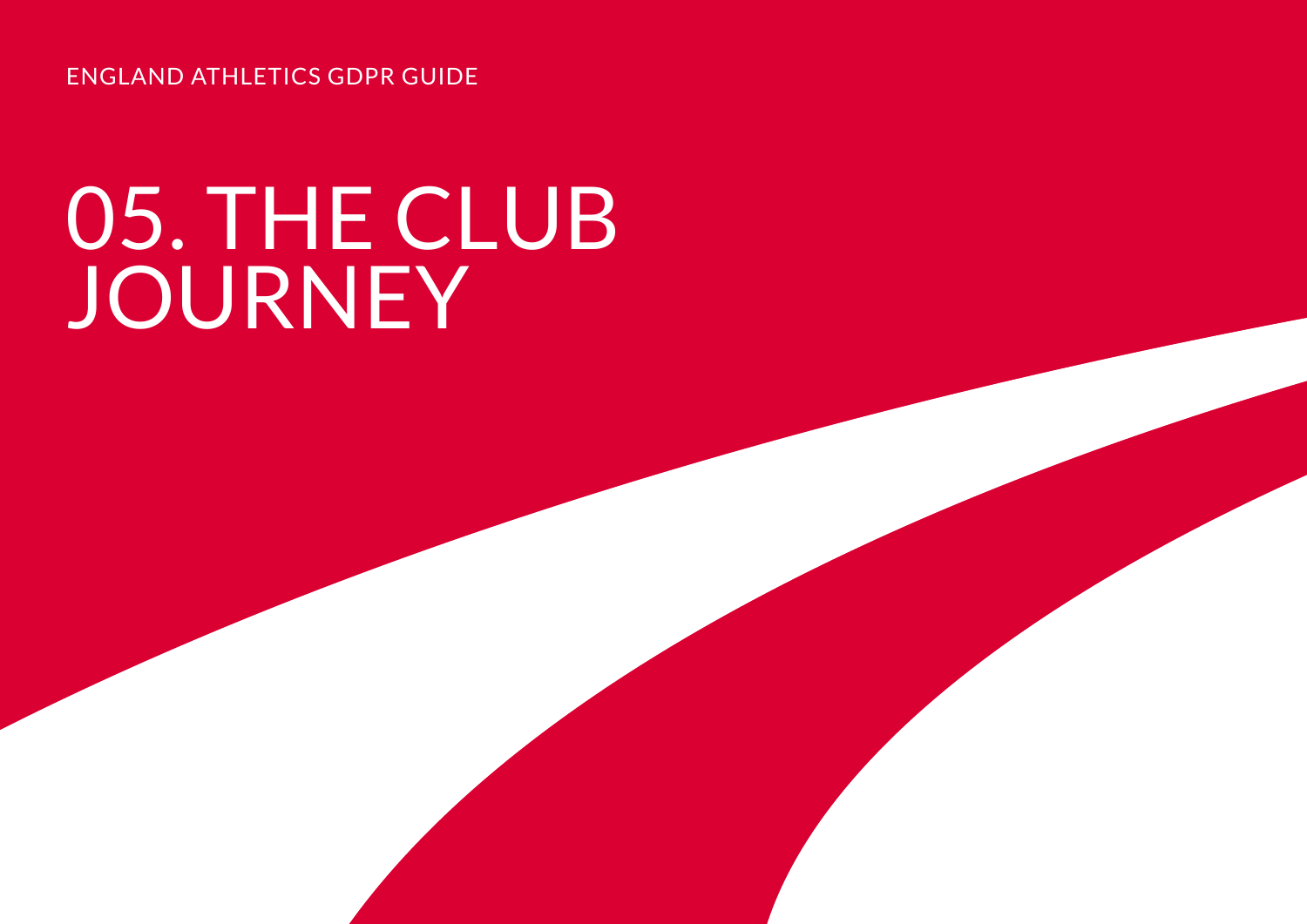# 05. THE CLUB JOURNEY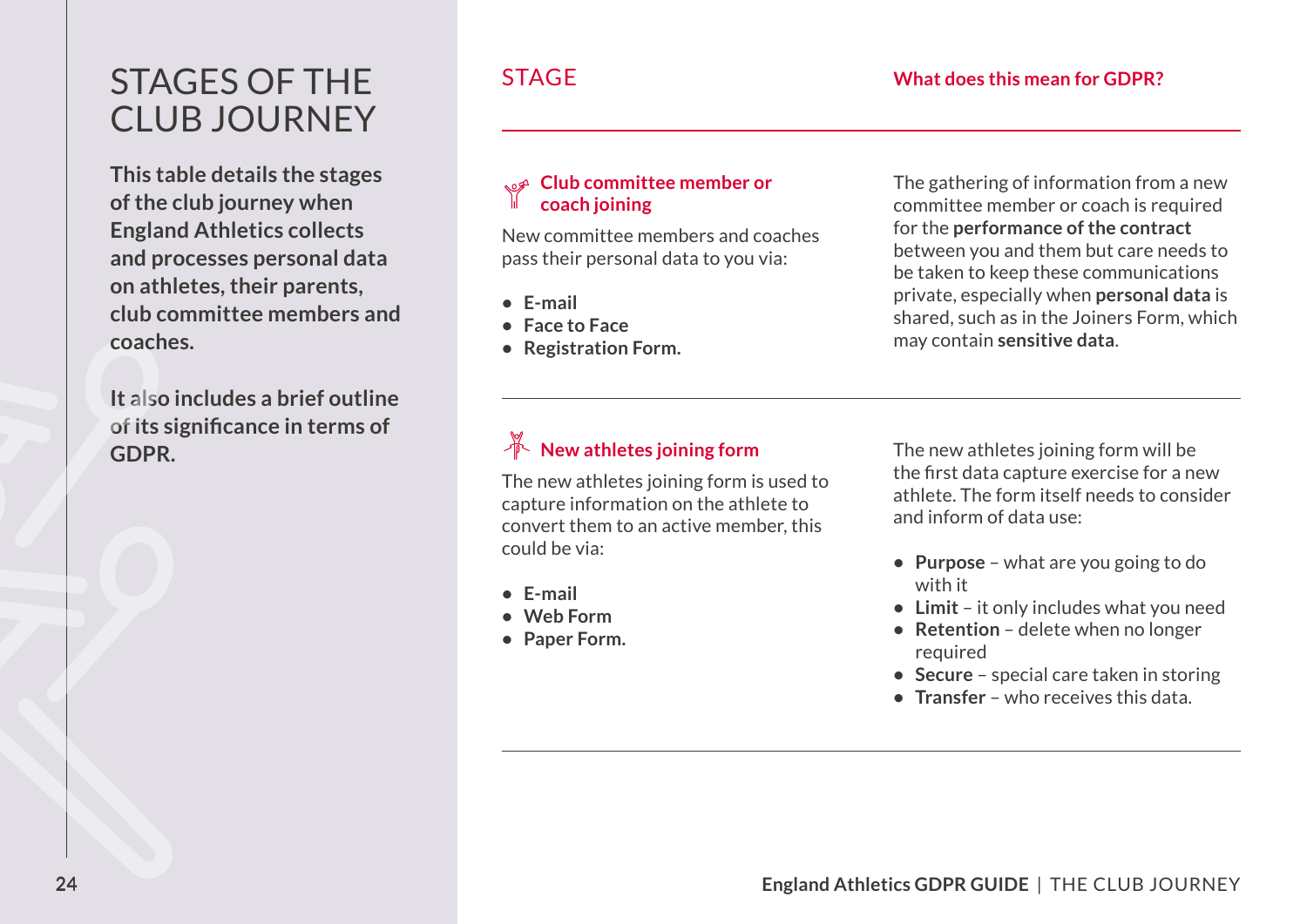# STAGES OF THE CLUB JOURNEY

**This table details the stages of the club journey when England Athletics collects and processes personal data on athletes, their parents, club committee members and coaches.**

**It also includes a brief outline of its significance in terms of GDPR.**

| STAGE | What does this mean for GDPR? |
| --- | --- |
| **Club committee member or coach joining**<br><br>New committee members and coaches pass their personal data to you via:<br><br>• **E-mail**<br>• **Face to Face**<br>• **Registration Form.** | The gathering of information from a new committee member or coach is required for the **performance of the contract** between you and them but care needs to be taken to keep these communications private, especially when **personal data** is shared, such as in the Joiners Form, which may contain **sensitive data**. |
| **New athletes joining form**<br><br>The new athletes joining form is used to capture information on the athlete to convert them to an active member, this could be via:<br><br>• **E-mail**<br>• **Web Form**<br>• **Paper Form.** | The new athletes joining form will be the first data capture exercise for a new athlete. The form itself needs to consider and inform of data use:<br><br>• **Purpose** – what are you going to do with it<br>• **Limit** – it only includes what you need<br>• **Retention** – delete when no longer required<br>• **Secure** – special care taken in storing<br>• **Transfer** – who receives this data. |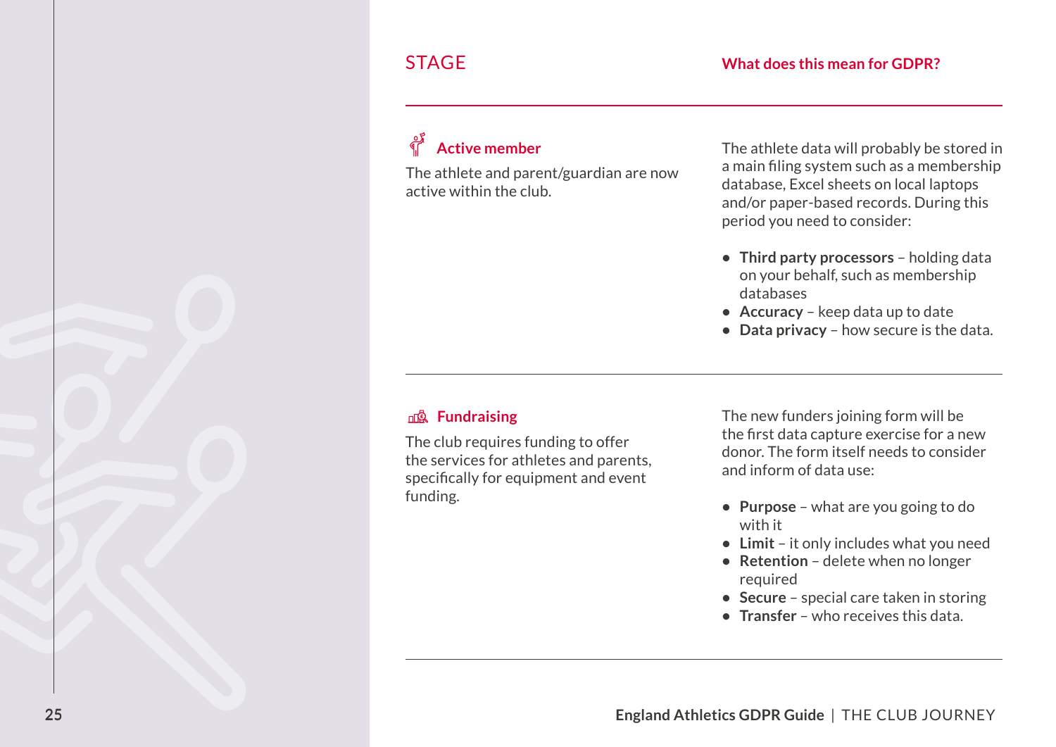| STAGE | What does this mean for GDPR? |
| --- | --- |
| **Active member**<br>The athlete and parent/guardian are now active within the club. | The athlete data will probably be stored in a main filing system such as a membership database, Excel sheets on local laptops and/or paper-based records. During this period you need to consider:<br>• **Third party processors** – holding data on your behalf, such as membership databases<br>• **Accuracy** – keep data up to date<br>• **Data privacy** – how secure is the data. |
| **Fundraising**<br>The club requires funding to offer the services for athletes and parents, specifically for equipment and event funding. | The new funders joining form will be the first data capture exercise for a new donor. The form itself needs to consider and inform of data use:<br>• **Purpose** – what are you going to do with it<br>• **Limit** – it only includes what you need<br>• **Retention** – delete when no longer required<br>• **Secure** – special care taken in storing<br>• **Transfer** – who receives this data. |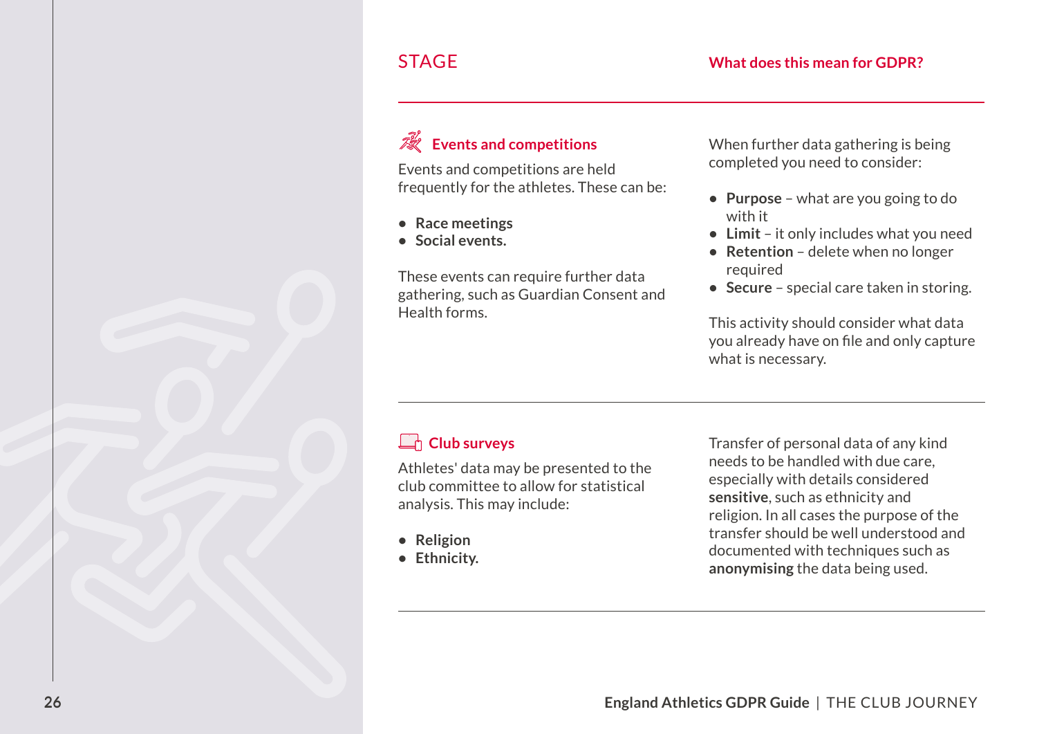| STAGE | What does this mean for GDPR? |
|---|---|
| **Events and competitions**<br><br>Events and competitions are held frequently for the athletes. These can be:<br><br>• **Race meetings**<br>• **Social events.**<br><br>These events can require further data gathering, such as Guardian Consent and Health forms. | When further data gathering is being completed you need to consider:<br><br>• **Purpose** – what are you going to do with it<br>• **Limit** – it only includes what you need<br>• **Retention** – delete when no longer required<br>• **Secure** – special care taken in storing.<br><br>This activity should consider what data you already have on file and only capture what is necessary. |
| **Club surveys**<br><br>Athletes' data may be presented to the club committee to allow for statistical analysis. This may include:<br><br>• **Religion**<br>• **Ethnicity.** | Transfer of personal data of any kind needs to be handled with due care, especially with details considered **sensitive**, such as ethnicity and religion. In all cases the purpose of the transfer should be well understood and documented with techniques such as **anonymising** the data being used. |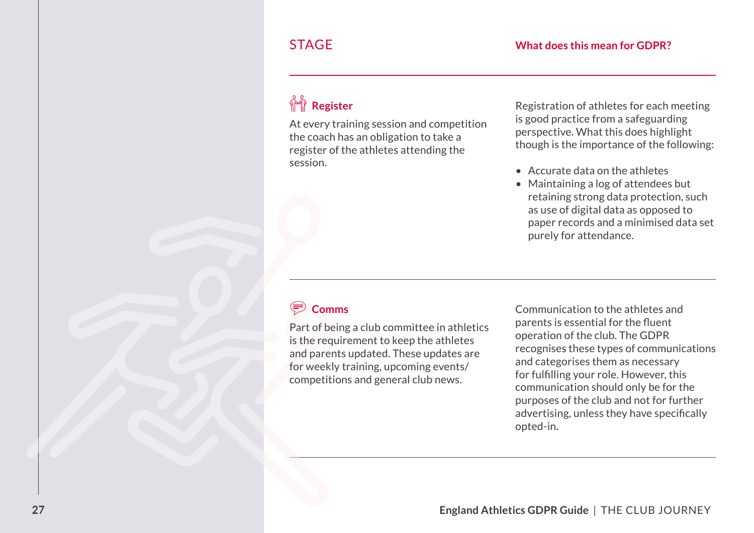| STAGE | What does this mean for GDPR? |
|---|---|
| **Register**<br><br>At every training session and competition the coach has an obligation to take a register of the athletes attending the session. | Registration of athletes for each meeting is good practice from a safeguarding perspective. What this does highlight though is the importance of the following:<br><br>• Accurate data on the athletes<br>• Maintaining a log of attendees but retaining strong data protection, such as use of digital data as opposed to paper records and a minimised data set purely for attendance. |
| **Comms**<br><br>Part of being a club committee in athletics is the requirement to keep the athletes and parents updated. These updates are for weekly training, upcoming events/ competitions and general club news. | Communication to the athletes and parents is essential for the fluent operation of the club. The GDPR recognises these types of communications and categorises them as necessary for fulfilling your role. However, this communication should only be for the purposes of the club and not for further advertising, unless they have specifically opted-in. |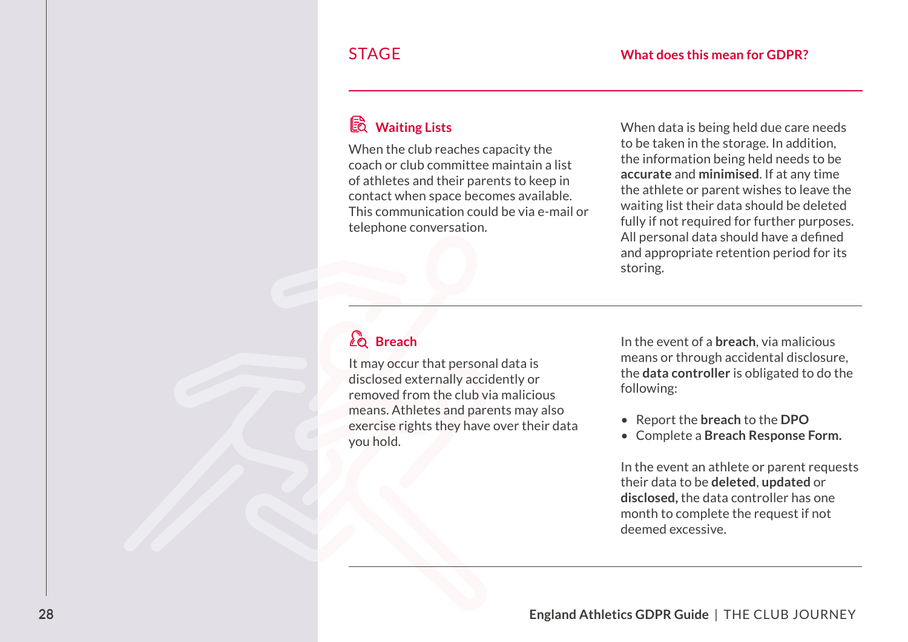| STAGE | What does this mean for GDPR? |
| --- | --- |
| **Waiting Lists**<br><br>When the club reaches capacity the coach or club committee maintain a list of athletes and their parents to keep in contact when space becomes available. This communication could be via e-mail or telephone conversation. | When data is being held due care needs to be taken in the storage. In addition, the information being held needs to be **accurate** and **minimised**. If at any time the athlete or parent wishes to leave the waiting list their data should be deleted fully if not required for further purposes. All personal data should have a defined and appropriate retention period for its storing. |
| **Breach**<br><br>It may occur that personal data is disclosed externally accidently or removed from the club via malicious means. Athletes and parents may also exercise rights they have over their data you hold. | In the event of a **breach**, via malicious means or through accidental disclosure, the **data controller** is obligated to do the following:<br><br>• Report the **breach** to the **DPO**<br>• Complete a **Breach Response Form.**<br><br>In the event an athlete or parent requests their data to be **deleted**, **updated** or **disclosed,** the data controller has one month to complete the request if not deemed excessive. |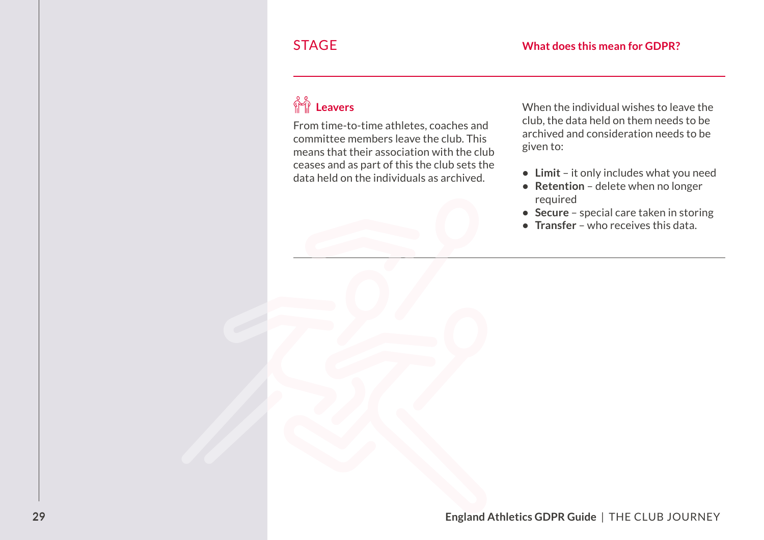| STAGE | What does this mean for GDPR? |
| --- | --- |
| **Leavers**<br><br>From time-to-time athletes, coaches and committee members leave the club. This means that their association with the club ceases and as part of this the club sets the data held on the individuals as archived. | When the individual wishes to leave the club, the data held on them needs to be archived and consideration needs to be given to:<br><br>• **Limit** – it only includes what you need<br>• **Retention** – delete when no longer required<br>• **Secure** – special care taken in storing<br>• **Transfer** – who receives this data. |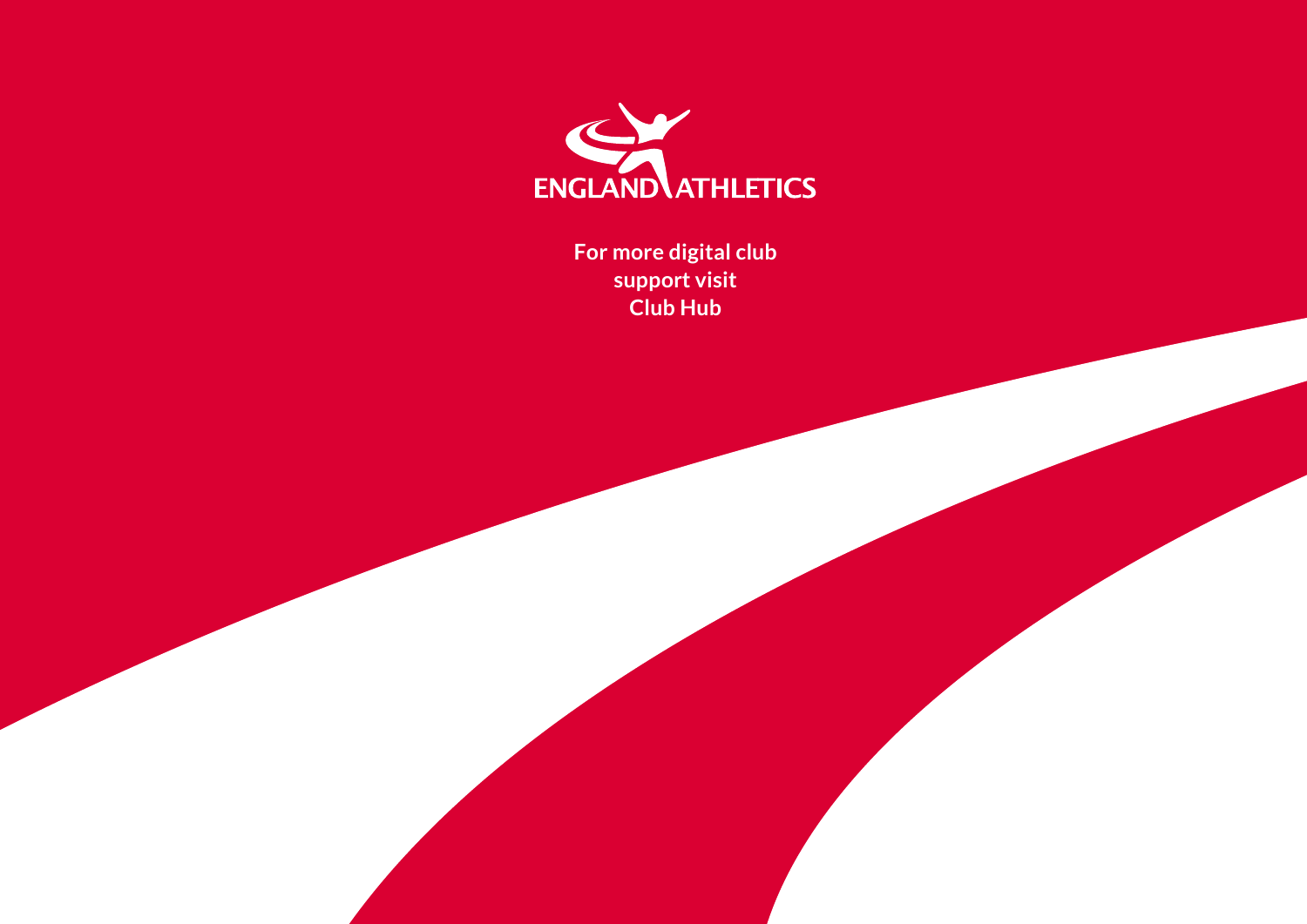ENGLAND ATHLETICS

For more digital club
support visit
Club Hub